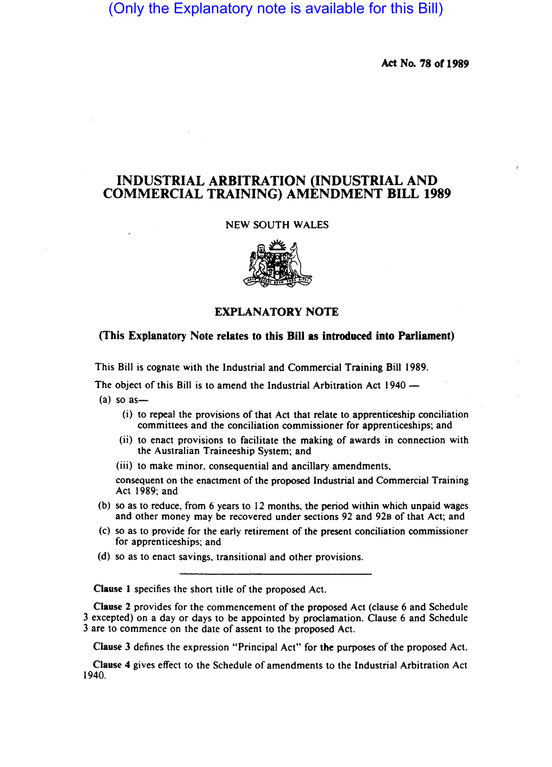(Only the Explanatory note is available for this Bill)

Act No. 78 of 1989

# INDUSTRIAL ARBITRATION (INDUSTRIAL AND COMMERCIAL TRAINING) AMENDMENT BILL 1989

NEW SOUTH WALES

## EXPLANATORY NOTE

**(This Explanatory Note relates to this Bill as introduced into Parliament)**

This Bill is cognate with the Industrial and Commercial Training Bill 1989.

The object of this Bill is to amend the Industrial Arbitration Act 1940 —

(a) so as—

   (i) to repeal the provisions of that Act that relate to apprenticeship conciliation committees and the conciliation commissioner for apprenticeships; and

   (ii) to enact provisions to facilitate the making of awards in connection with the Australian Traineeship System; and

   (iii) to make minor, consequential and ancillary amendments,

   consequent on the enactment of the proposed Industrial and Commercial Training Act 1989; and

(b) so as to reduce, from 6 years to 12 months, the period within which unpaid wages and other money may be recovered under sections 92 and 92B of that Act; and

(c) so as to provide for the early retirement of the present conciliation commissioner for apprenticeships; and

(d) so as to enact savings, transitional and other provisions.

---

**Clause 1** specifies the short title of the proposed Act.

**Clause 2** provides for the commencement of the proposed Act (clause 6 and Schedule 3 excepted) on a day or days to be appointed by proclamation. Clause 6 and Schedule 3 are to commence on the date of assent to the proposed Act.

**Clause 3** defines the expression "Principal Act" for the purposes of the proposed Act.

**Clause 4** gives effect to the Schedule of amendments to the Industrial Arbitration Act 1940.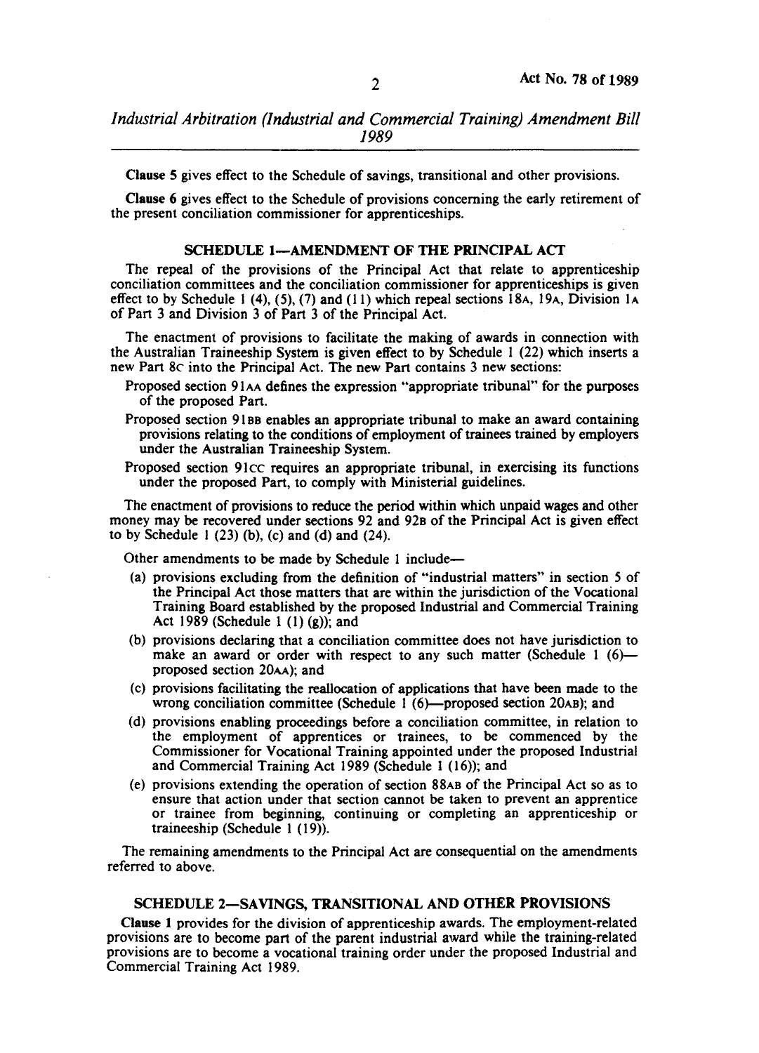**Clause 5** gives effect to the Schedule of savings, transitional and other provisions.

**Clause 6** gives effect to the Schedule of provisions concerning the early retirement of the present conciliation commissioner for apprenticeships.

## SCHEDULE 1—AMENDMENT OF THE PRINCIPAL ACT

The repeal of the provisions of the Principal Act that relate to apprenticeship conciliation committees and the conciliation commissioner for apprenticeships is given effect to by Schedule 1 (4), (5), (7) and (11) which repeal sections 18A, 19A, Division 1A of Part 3 and Division 3 of Part 3 of the Principal Act.

The enactment of provisions to facilitate the making of awards in connection with the Australian Traineeship System is given effect to by Schedule 1 (22) which inserts a new Part 8C into the Principal Act. The new Part contains 3 new sections:

Proposed section 91AA defines the expression "appropriate tribunal" for the purposes of the proposed Part.

Proposed section 91BB enables an appropriate tribunal to make an award containing provisions relating to the conditions of employment of trainees trained by employers under the Australian Traineeship System.

Proposed section 91CC requires an appropriate tribunal, in exercising its functions under the proposed Part, to comply with Ministerial guidelines.

The enactment of provisions to reduce the period within which unpaid wages and other money may be recovered under sections 92 and 92B of the Principal Act is given effect to by Schedule 1 (23) (b), (c) and (d) and (24).

Other amendments to be made by Schedule 1 include—

(a) provisions excluding from the definition of "industrial matters" in section 5 of the Principal Act those matters that are within the jurisdiction of the Vocational Training Board established by the proposed Industrial and Commercial Training Act 1989 (Schedule 1 (1) (g)); and

(b) provisions declaring that a conciliation committee does not have jurisdiction to make an award or order with respect to any such matter (Schedule 1 (6)—proposed section 20AA); and

(c) provisions facilitating the reallocation of applications that have been made to the wrong conciliation committee (Schedule 1 (6)—proposed section 20AB); and

(d) provisions enabling proceedings before a conciliation committee, in relation to the employment of apprentices or trainees, to be commenced by the Commissioner for Vocational Training appointed under the proposed Industrial and Commercial Training Act 1989 (Schedule 1 (16)); and

(e) provisions extending the operation of section 88AB of the Principal Act so as to ensure that action under that section cannot be taken to prevent an apprentice or trainee from beginning, continuing or completing an apprenticeship or traineeship (Schedule 1 (19)).

The remaining amendments to the Principal Act are consequential on the amendments referred to above.

## SCHEDULE 2—SAVINGS, TRANSITIONAL AND OTHER PROVISIONS

**Clause 1** provides for the division of apprenticeship awards. The employment-related provisions are to become part of the parent industrial award while the training-related provisions are to become a vocational training order under the proposed Industrial and Commercial Training Act 1989.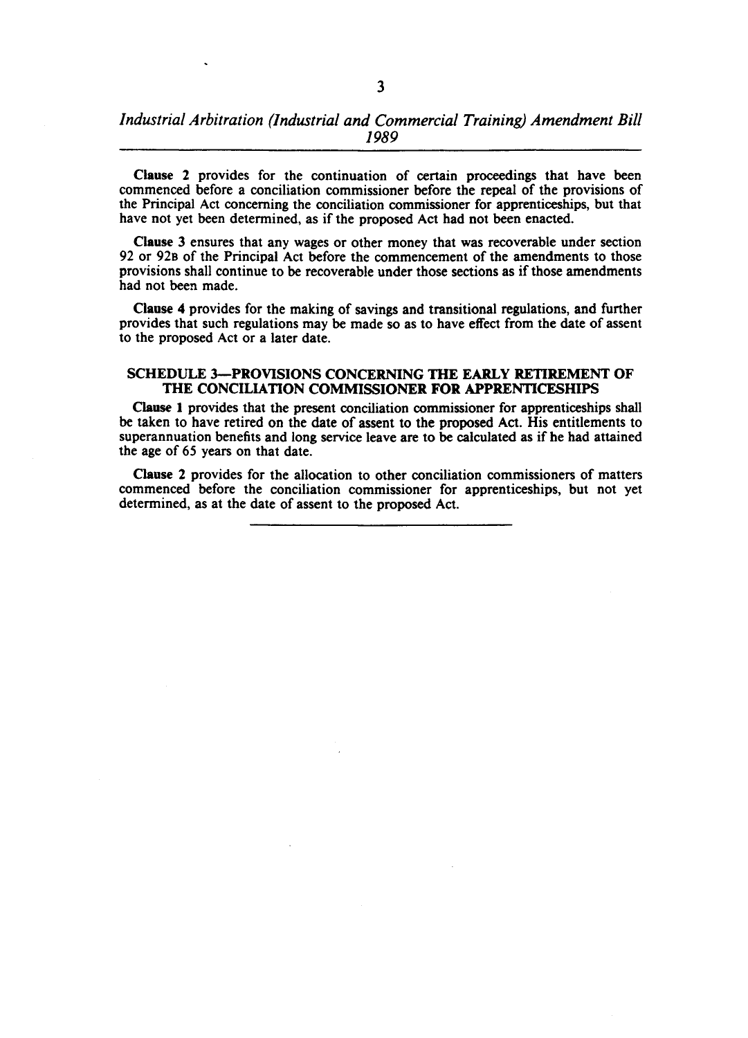**Clause 2** provides for the continuation of certain proceedings that have been commenced before a conciliation commissioner before the repeal of the provisions of the Principal Act concerning the conciliation commissioner for apprenticeships, but that have not yet been determined, as if the proposed Act had not been enacted.

**Clause 3** ensures that any wages or other money that was recoverable under section 92 or 92B of the Principal Act before the commencement of the amendments to those provisions shall continue to be recoverable under those sections as if those amendments had not been made.

**Clause 4** provides for the making of savings and transitional regulations, and further provides that such regulations may be made so as to have effect from the date of assent to the proposed Act or a later date.

## SCHEDULE 3—PROVISIONS CONCERNING THE EARLY RETIREMENT OF THE CONCILIATION COMMISSIONER FOR APPRENTICESHIPS

**Clause 1** provides that the present conciliation commissioner for apprenticeships shall be taken to have retired on the date of assent to the proposed Act. His entitlements to superannuation benefits and long service leave are to be calculated as if he had attained the age of 65 years on that date.

**Clause 2** provides for the allocation to other conciliation commissioners of matters commenced before the conciliation commissioner for apprenticeships, but not yet determined, as at the date of assent to the proposed Act.